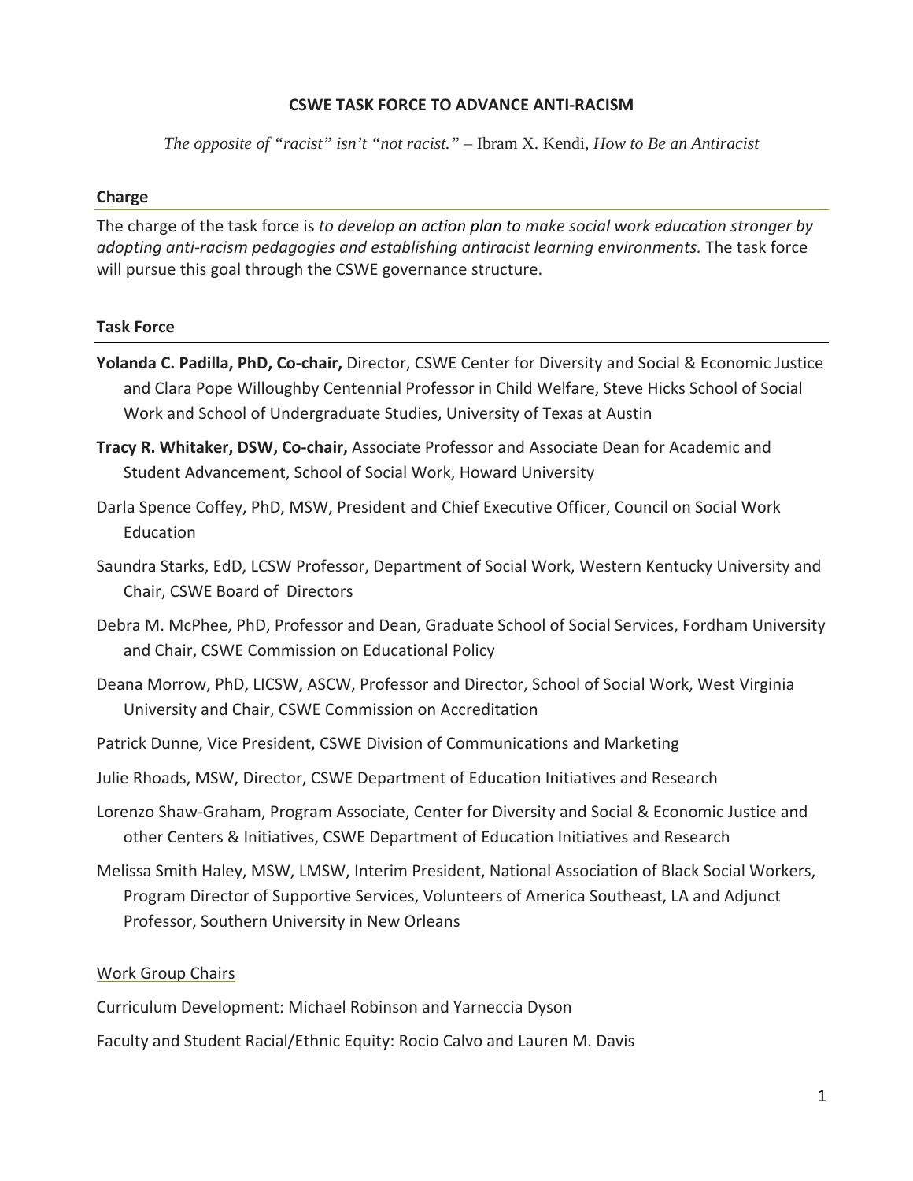# CSWE TASK FORCE TO ADVANCE ANTI-RACISM

*The opposite of "racist" isn't "not racist."* – Ibram X. Kendi, *How to Be an Antiracist*

## Charge

The charge of the task force is *to develop an action plan to make social work education stronger by adopting anti-racism pedagogies and establishing antiracist learning environments.* The task force will pursue this goal through the CSWE governance structure.

## Task Force

**Yolanda C. Padilla, PhD, Co-chair,** Director, CSWE Center for Diversity and Social & Economic Justice and Clara Pope Willoughby Centennial Professor in Child Welfare, Steve Hicks School of Social Work and School of Undergraduate Studies, University of Texas at Austin

**Tracy R. Whitaker, DSW, Co-chair,** Associate Professor and Associate Dean for Academic and Student Advancement, School of Social Work, Howard University

Darla Spence Coffey, PhD, MSW, President and Chief Executive Officer, Council on Social Work Education

Saundra Starks, EdD, LCSW Professor, Department of Social Work, Western Kentucky University and Chair, CSWE Board of Directors

Debra M. McPhee, PhD, Professor and Dean, Graduate School of Social Services, Fordham University and Chair, CSWE Commission on Educational Policy

Deana Morrow, PhD, LICSW, ASCW, Professor and Director, School of Social Work, West Virginia University and Chair, CSWE Commission on Accreditation

Patrick Dunne, Vice President, CSWE Division of Communications and Marketing

Julie Rhoads, MSW, Director, CSWE Department of Education Initiatives and Research

Lorenzo Shaw-Graham, Program Associate, Center for Diversity and Social & Economic Justice and other Centers & Initiatives, CSWE Department of Education Initiatives and Research

Melissa Smith Haley, MSW, LMSW, Interim President, National Association of Black Social Workers, Program Director of Supportive Services, Volunteers of America Southeast, LA and Adjunct Professor, Southern University in New Orleans

### Work Group Chairs

Curriculum Development: Michael Robinson and Yarneccia Dyson

Faculty and Student Racial/Ethnic Equity: Rocio Calvo and Lauren M. Davis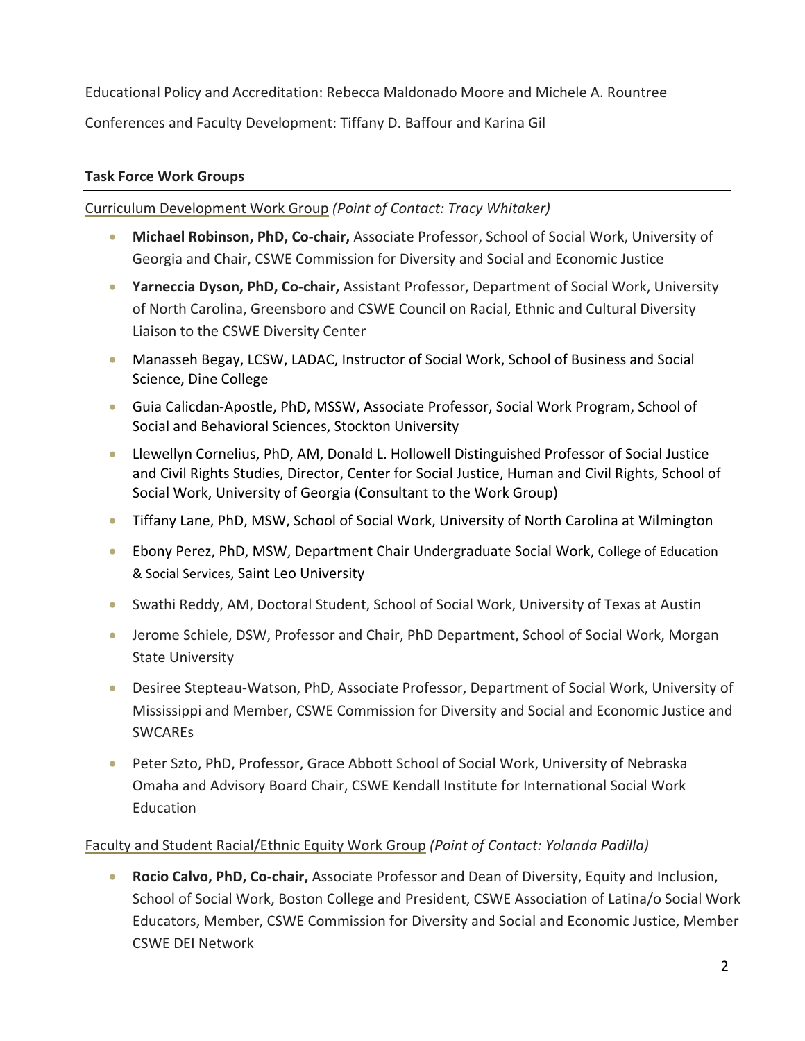Educational Policy and Accreditation: Rebecca Maldonado Moore and Michele A. Rountree

Conferences and Faculty Development: Tiffany D. Baffour and Karina Gil

### Task Force Work Groups

Curriculum Development Work Group *(Point of Contact: Tracy Whitaker)*

- **Michael Robinson, PhD, Co-chair,** Associate Professor, School of Social Work, University of Georgia and Chair, CSWE Commission for Diversity and Social and Economic Justice
- **Yarneccia Dyson, PhD, Co-chair,** Assistant Professor, Department of Social Work, University of North Carolina, Greensboro and CSWE Council on Racial, Ethnic and Cultural Diversity Liaison to the CSWE Diversity Center
- Manasseh Begay, LCSW, LADAC, Instructor of Social Work, School of Business and Social Science, Dine College
- Guia Calicdan-Apostle, PhD, MSSW, Associate Professor, Social Work Program, School of Social and Behavioral Sciences, Stockton University
- Llewellyn Cornelius, PhD, AM, Donald L. Hollowell Distinguished Professor of Social Justice and Civil Rights Studies, Director, Center for Social Justice, Human and Civil Rights, School of Social Work, University of Georgia (Consultant to the Work Group)
- Tiffany Lane, PhD, MSW, School of Social Work, University of North Carolina at Wilmington
- Ebony Perez, PhD, MSW, Department Chair Undergraduate Social Work, College of Education & Social Services, Saint Leo University
- Swathi Reddy, AM, Doctoral Student, School of Social Work, University of Texas at Austin
- Jerome Schiele, DSW, Professor and Chair, PhD Department, School of Social Work, Morgan State University
- Desiree Stepteau-Watson, PhD, Associate Professor, Department of Social Work, University of Mississippi and Member, CSWE Commission for Diversity and Social and Economic Justice and SWCAREs
- Peter Szto, PhD, Professor, Grace Abbott School of Social Work, University of Nebraska Omaha and Advisory Board Chair, CSWE Kendall Institute for International Social Work Education

Faculty and Student Racial/Ethnic Equity Work Group *(Point of Contact: Yolanda Padilla)*

- **Rocio Calvo, PhD, Co-chair,** Associate Professor and Dean of Diversity, Equity and Inclusion, School of Social Work, Boston College and President, CSWE Association of Latina/o Social Work Educators, Member, CSWE Commission for Diversity and Social and Economic Justice, Member CSWE DEI Network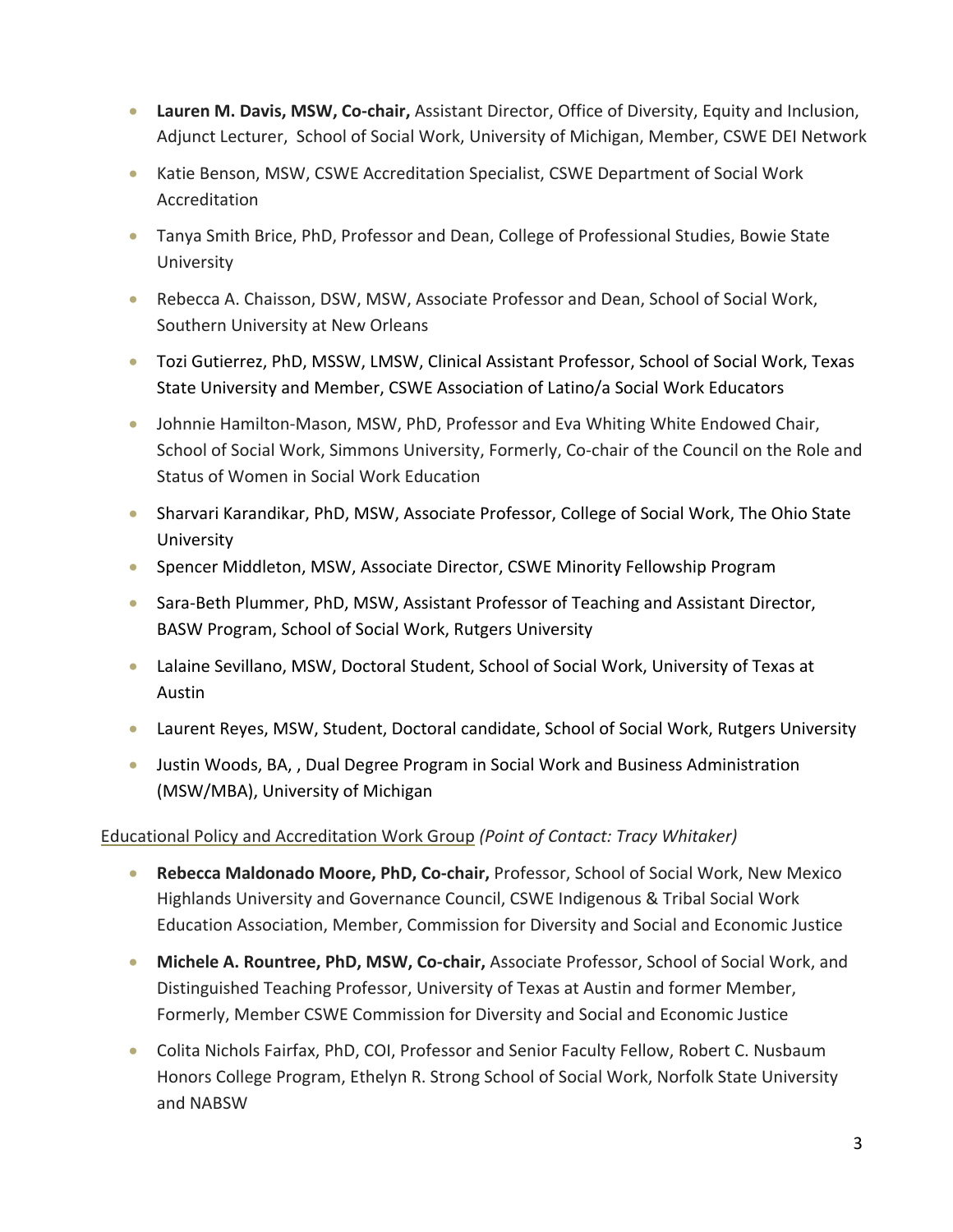- **Lauren M. Davis, MSW, Co-chair,** Assistant Director, Office of Diversity, Equity and Inclusion, Adjunct Lecturer, School of Social Work, University of Michigan, Member, CSWE DEI Network
- Katie Benson, MSW, CSWE Accreditation Specialist, CSWE Department of Social Work Accreditation
- Tanya Smith Brice, PhD, Professor and Dean, College of Professional Studies, Bowie State University
- Rebecca A. Chaisson, DSW, MSW, Associate Professor and Dean, School of Social Work, Southern University at New Orleans
- Tozi Gutierrez, PhD, MSSW, LMSW, Clinical Assistant Professor, School of Social Work, Texas State University and Member, CSWE Association of Latino/a Social Work Educators
- Johnnie Hamilton-Mason, MSW, PhD, Professor and Eva Whiting White Endowed Chair, School of Social Work, Simmons University, Formerly, Co-chair of the Council on the Role and Status of Women in Social Work Education
- Sharvari Karandikar, PhD, MSW, Associate Professor, College of Social Work, The Ohio State University
- Spencer Middleton, MSW, Associate Director, CSWE Minority Fellowship Program
- Sara-Beth Plummer, PhD, MSW, Assistant Professor of Teaching and Assistant Director, BASW Program, School of Social Work, Rutgers University
- Lalaine Sevillano, MSW, Doctoral Student, School of Social Work, University of Texas at Austin
- Laurent Reyes, MSW, Student, Doctoral candidate, School of Social Work, Rutgers University
- Justin Woods, BA, , Dual Degree Program in Social Work and Business Administration (MSW/MBA), University of Michigan

Educational Policy and Accreditation Work Group *(Point of Contact: Tracy Whitaker)*

- **Rebecca Maldonado Moore, PhD, Co-chair,** Professor, School of Social Work, New Mexico Highlands University and Governance Council, CSWE Indigenous & Tribal Social Work Education Association, Member, Commission for Diversity and Social and Economic Justice
- **Michele A. Rountree, PhD, MSW, Co-chair,** Associate Professor, School of Social Work, and Distinguished Teaching Professor, University of Texas at Austin and former Member, Formerly, Member CSWE Commission for Diversity and Social and Economic Justice
- Colita Nichols Fairfax, PhD, COI, Professor and Senior Faculty Fellow, Robert C. Nusbaum Honors College Program, Ethelyn R. Strong School of Social Work, Norfolk State University and NABSW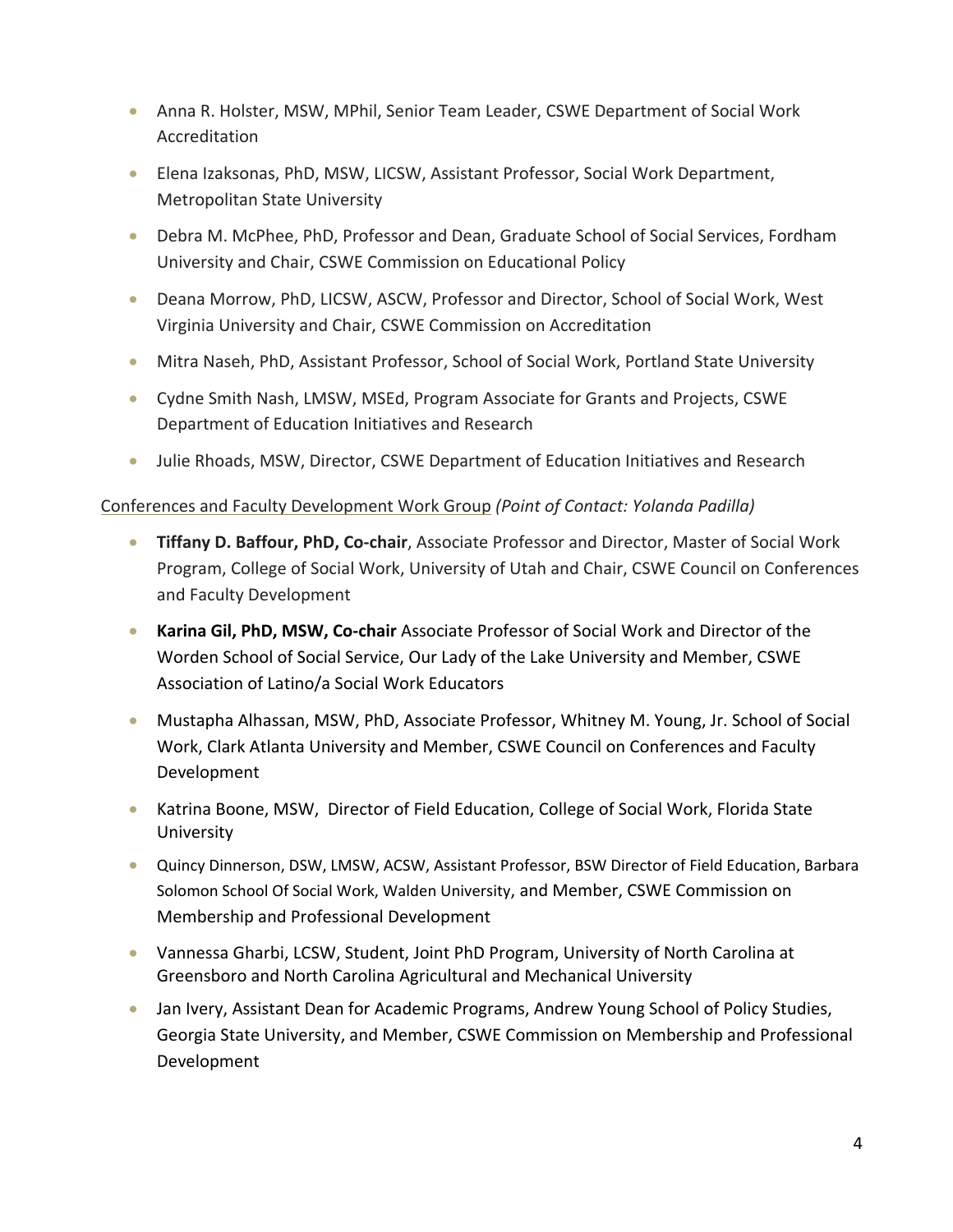- Anna R. Holster, MSW, MPhil, Senior Team Leader, CSWE Department of Social Work Accreditation
- Elena Izaksonas, PhD, MSW, LICSW, Assistant Professor, Social Work Department, Metropolitan State University
- Debra M. McPhee, PhD, Professor and Dean, Graduate School of Social Services, Fordham University and Chair, CSWE Commission on Educational Policy
- Deana Morrow, PhD, LICSW, ASCW, Professor and Director, School of Social Work, West Virginia University and Chair, CSWE Commission on Accreditation
- Mitra Naseh, PhD, Assistant Professor, School of Social Work, Portland State University
- Cydne Smith Nash, LMSW, MSEd, Program Associate for Grants and Projects, CSWE Department of Education Initiatives and Research
- Julie Rhoads, MSW, Director, CSWE Department of Education Initiatives and Research

Conferences and Faculty Development Work Group *(Point of Contact: Yolanda Padilla)*

- **Tiffany D. Baffour, PhD, Co-chair**, Associate Professor and Director, Master of Social Work Program, College of Social Work, University of Utah and Chair, CSWE Council on Conferences and Faculty Development
- **Karina Gil, PhD, MSW, Co-chair** Associate Professor of Social Work and Director of the Worden School of Social Service, Our Lady of the Lake University and Member, CSWE Association of Latino/a Social Work Educators
- Mustapha Alhassan, MSW, PhD, Associate Professor, Whitney M. Young, Jr. School of Social Work, Clark Atlanta University and Member, CSWE Council on Conferences and Faculty Development
- Katrina Boone, MSW, Director of Field Education, College of Social Work, Florida State University
- Quincy Dinnerson, DSW, LMSW, ACSW, Assistant Professor, BSW Director of Field Education, Barbara Solomon School Of Social Work, Walden University, and Member, CSWE Commission on Membership and Professional Development
- Vannessa Gharbi, LCSW, Student, Joint PhD Program, University of North Carolina at Greensboro and North Carolina Agricultural and Mechanical University
- Jan Ivery, Assistant Dean for Academic Programs, Andrew Young School of Policy Studies, Georgia State University, and Member, CSWE Commission on Membership and Professional Development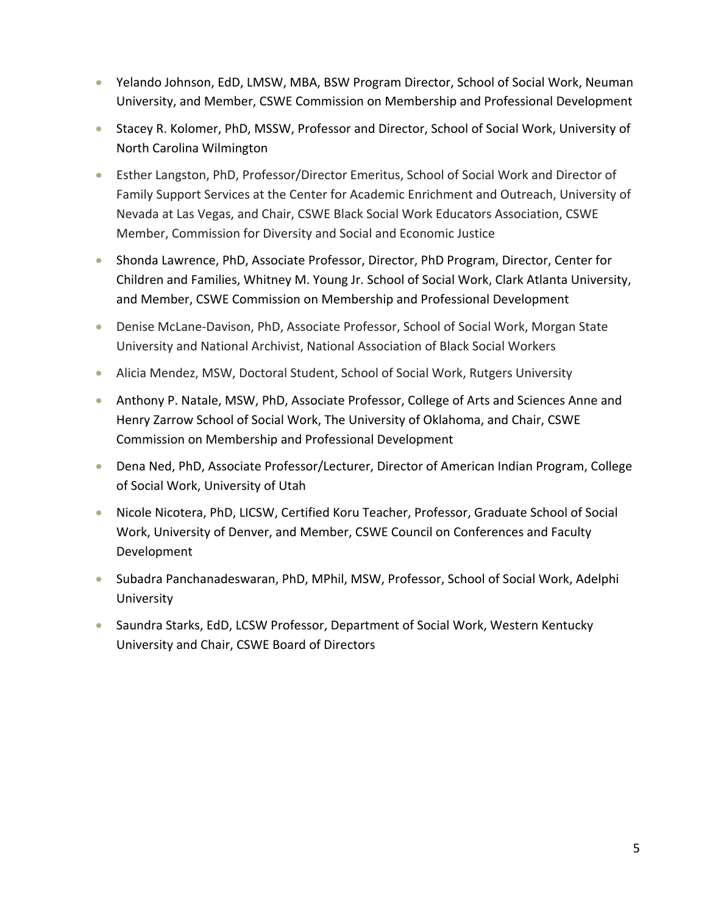- Yelando Johnson, EdD, LMSW, MBA, BSW Program Director, School of Social Work, Neuman University, and Member, CSWE Commission on Membership and Professional Development
- Stacey R. Kolomer, PhD, MSSW, Professor and Director, School of Social Work, University of North Carolina Wilmington
- Esther Langston, PhD, Professor/Director Emeritus, School of Social Work and Director of Family Support Services at the Center for Academic Enrichment and Outreach, University of Nevada at Las Vegas, and Chair, CSWE Black Social Work Educators Association, CSWE Member, Commission for Diversity and Social and Economic Justice
- Shonda Lawrence, PhD, Associate Professor, Director, PhD Program, Director, Center for Children and Families, Whitney M. Young Jr. School of Social Work, Clark Atlanta University, and Member, CSWE Commission on Membership and Professional Development
- Denise McLane-Davison, PhD, Associate Professor, School of Social Work, Morgan State University and National Archivist, National Association of Black Social Workers
- Alicia Mendez, MSW, Doctoral Student, School of Social Work, Rutgers University
- Anthony P. Natale, MSW, PhD, Associate Professor, College of Arts and Sciences Anne and Henry Zarrow School of Social Work, The University of Oklahoma, and Chair, CSWE Commission on Membership and Professional Development
- Dena Ned, PhD, Associate Professor/Lecturer, Director of American Indian Program, College of Social Work, University of Utah
- Nicole Nicotera, PhD, LICSW, Certified Koru Teacher, Professor, Graduate School of Social Work, University of Denver, and Member, CSWE Council on Conferences and Faculty Development
- Subadra Panchanadeswaran, PhD, MPhil, MSW, Professor, School of Social Work, Adelphi University
- Saundra Starks, EdD, LCSW Professor, Department of Social Work, Western Kentucky University and Chair, CSWE Board of Directors